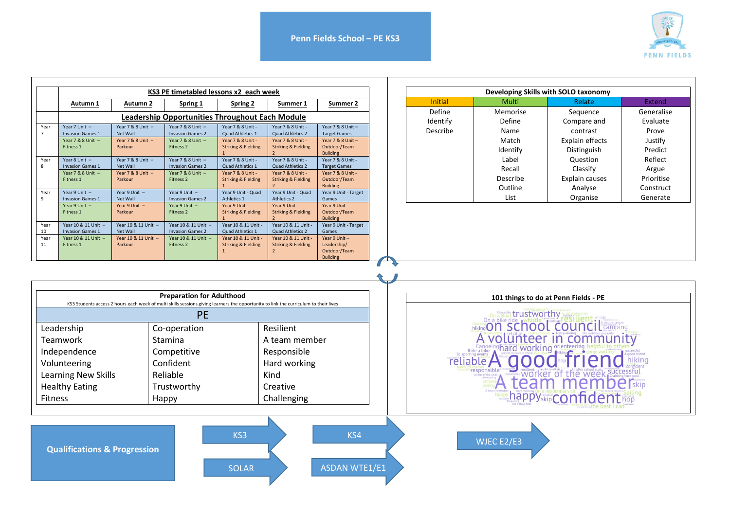# Penn Fields School – PE KS3

PENN FIELDS

Learning for Life

## KS3 PE timetabled lessons x2 each week

| | Autumn 1 | Autumn 2 | Spring 1 | Spring 2 | Summer 1 | Summer 2 |
|---|---|---|---|---|---|---|
| | **Leadership Opportunities Throughout Each Module** | | | | | |
| Year 7 | Year 7 Unit – Invasion Games 1 | Year 7 & 8 Unit – Net Wall | Year 7 & 8 Unit – Invasion Games 2 | Year 7 & 8 Unit - Quad Athletics 1 | Year 7 & 8 Unit - Quad Athletics 2 | Year 7 & 8 Unit – Target Games |
| | Year 7 & 8 Unit – Fitness 1 | Year 7 & 8 Unit – Parkour | Year 7 & 8 Unit – Fitness 2 | Year 7 & 8 Unit - Striking & Fielding 1 | Year 7 & 8 Unit - Striking & Fielding 2 | Year 7 & 8 Unit – Outdoor/Team Building |
| Year 8 | Year 8 Unit – Invasion Games 1 | Year 7 & 8 Unit – Net Wall | Year 7 & 8 Unit – Invasion Games 2 | Year 7 & 8 Unit - Quad Athletics 1 | Year 7 & 8 Unit - Quad Athletics 2 | Year 7 & 8 Unit - Target Games |
| | Year 7 & 8 Unit – Fitness 1 | Year 7 & 8 Unit – Parkour | Year 7 & 8 Unit – Fitness 2 | Year 7 & 8 Unit - Striking & Fielding 1 | Year 7 & 8 Unit - Striking & Fielding 2 | Year 7 & 8 Unit - Outdoor/Team Building |
| Year 9 | Year 9 Unit – Invasion Games 1 | Year 9 Unit – Net Wall | Year 9 Unit – Invasion Games 2 | Year 9 Unit - Quad Athletics 1 | Year 9 Unit - Quad Athletics 2 | Year 9 Unit - Target Games |
| | Year 9 Unit – Fitness 1 | Year 9 Unit – Parkour | Year 9 Unit – Fitness 2 | Year 9 Unit - Striking & Fielding 1 | Year 9 Unit - Striking & Fielding 2 | Year 9 Unit - Outdoor/Team Building |
| Year 10 | Year 10 & 11 Unit – Invasion Games 1 | Year 10 & 11 Unit – Net Wall | Year 10 & 11 Unit – Invasion Games 2 | Year 10 & 11 Unit - Quad Athletics 1 | Year 10 & 11 Unit - Quad Athletics 2 | Year 9 Unit - Target Games |
| Year 11 | Year 10 & 11 Unit – Fitness 1 | Year 10 & 11 Unit – Parkour | Year 10 & 11 Unit – Fitness 2 | Year 10 & 11 Unit - Striking & Fielding 1 | Year 10 & 11 Unit - Striking & Fielding 2 | Year 9 Unit – Leadership/ Outdoor/Team Building |

## Developing Skills with SOLO taxonomy

| Initial | Multi | Relate | Extend |
|---|---|---|---|
| Define | Memorise | Sequence | Generalise |
| Identify | Define | Compare and | Evaluate |
| Describe | Name | contrast | Prove |
| | Match | Explain effects | Justify |
| | Identify | Distinguish | Predict |
| | Label | Question | Reflect |
| | Recall | Classify | Argue |
| | Describe | Explain causes | Prioritise |
| | Outline | Analyse | Construct |
| | List | Organise | Generate |

## Preparation for Adulthood

KS3 Students access 2 hours each week of multi skills sessions giving learners the opportunity to link the curriculum to their lives

| PE | | |
|---|---|---|
| Leadership | Co-operation | Resilient |
| Teamwork | Stamina | A team member |
| Independence | Competitive | Responsible |
| Volunteering | Confident | Hard working |
| Learning New Skills | Reliable | Kind |
| Healthy Eating | Trustworthy | Creative |
| Fitness | Happy | Challenging |

## 101 things to do at Penn Fields - PE

trustworthy, resilient, On a Boat, On a bike ride, whistle, on school council, camping, hiking, A volunteer in community, Canoeing, hard working, orienteering, helpful to others, Ride a bike, To sporting events, reliable, A good friend, hiking, responsible, resilient, worker of the week, successful, A team member, skip, happy, confident, hop, Sailing, On a residential visit, the best I can

## Qualifications & Progression

KS3 → KS4 → WJEC E2/E3

SOLAR → ASDAN WTE1/E1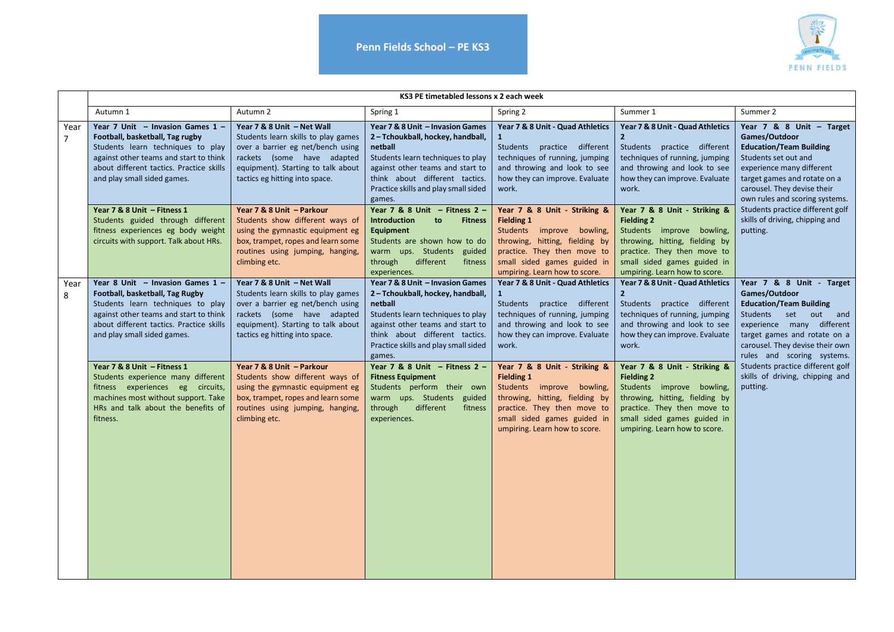# Penn Fields School – PE KS3

| | KS3 PE timetabled lessons x 2 each week | | | | | |
|---|---|---|---|---|---|---|
| | Autumn 1 | Autumn 2 | Spring 1 | Spring 2 | Summer 1 | Summer 2 |
| Year 7 | **Year 7 Unit – Invasion Games 1 – Football, basketball, Tag rugby** Students learn techniques to play against other teams and start to think about different tactics. Practice skills and play small sided games. | **Year 7 & 8 Unit – Net Wall** Students learn skills to play games over a barrier eg net/bench using rackets (some have adapted equipment). Starting to talk about tactics eg hitting into space. | **Year 7 & 8 Unit – Invasion Games 2 – Tchoukball, hockey, handball, netball** Students learn techniques to play against other teams and start to think about different tactics. Practice skills and play small sided games. | **Year 7 & 8 Unit - Quad Athletics 1** Students practice different techniques of running, jumping and throwing and look to see how they can improve. Evaluate work. | **Year 7 & 8 Unit - Quad Athletics 2** Students practice different techniques of running, jumping and throwing and look to see how they can improve. Evaluate work. | **Year 7 & 8 Unit – Target Games/Outdoor Education/Team Building** Students set out and experience many different target games and rotate on a carousel. They devise their own rules and scoring systems. Students practice different golf skills of driving, chipping and putting. |
| | **Year 7 & 8 Unit – Fitness 1** Students guided through different fitness experiences eg body weight circuits with support. Talk about HRs. | **Year 7 & 8 Unit – Parkour** Students show different ways of using the gymnastic equipment eg box, trampet, ropes and learn some routines using jumping, hanging, climbing etc. | **Year 7 & 8 Unit – Fitness 2 – Introduction to Fitness Equipment** Students are shown how to do warm ups. Students guided through different fitness experiences. | **Year 7 & 8 Unit - Striking & Fielding 1** Students improve bowling, throwing, hitting, fielding by practice. They then move to small sided games guided in umpiring. Learn how to score. | **Year 7 & 8 Unit - Striking & Fielding 2** Students improve bowling, throwing, hitting, fielding by practice. They then move to small sided games guided in umpiring. Learn how to score. | |
| Year 8 | **Year 8 Unit – Invasion Games 1 – Football, basketball, Tag Rugby** Students learn techniques to play against other teams and start to think about different tactics. Practice skills and play small sided games. | **Year 7 & 8 Unit – Net Wall** Students learn skills to play games over a barrier eg net/bench using rackets (some have adapted equipment). Starting to talk about tactics eg hitting into space. | **Year 7 & 8 Unit – Invasion Games 2 – Tchoukball, hockey, handball, netball** Students learn techniques to play against other teams and start to think about different tactics. Practice skills and play small sided games. | **Year 7 & 8 Unit - Quad Athletics 1** Students practice different techniques of running, jumping and throwing and look to see how they can improve. Evaluate work. | **Year 7 & 8 Unit - Quad Athletics 2** Students practice different techniques of running, jumping and throwing and look to see how they can improve. Evaluate work. | **Year 7 & 8 Unit - Target Games/Outdoor Education/Team Building** Students set out and experience many different target games and rotate on a carousel. They devise their own rules and scoring systems. Students practice different golf skills of driving, chipping and putting. |
| | **Year 7 & 8 Unit – Fitness 1** Students experience many different fitness experiences eg circuits, machines most without support. Take HRs and talk about the benefits of fitness. | **Year 7 & 8 Unit – Parkour** Students show different ways of using the gymnastic equipment eg box, trampet, ropes and learn some routines using jumping, hanging, climbing etc. | **Year 7 & 8 Unit – Fitness 2 – Fitness Equipment** Students perform their own warm ups. Students guided through different fitness experiences. | **Year 7 & 8 Unit - Striking & Fielding 1** Students improve bowling, throwing, hitting, fielding by practice. They then move to small sided games guided in umpiring. Learn how to score. | **Year 7 & 8 Unit - Striking & Fielding 2** Students improve bowling, throwing, hitting, fielding by practice. They then move to small sided games guided in umpiring. Learn how to score. | |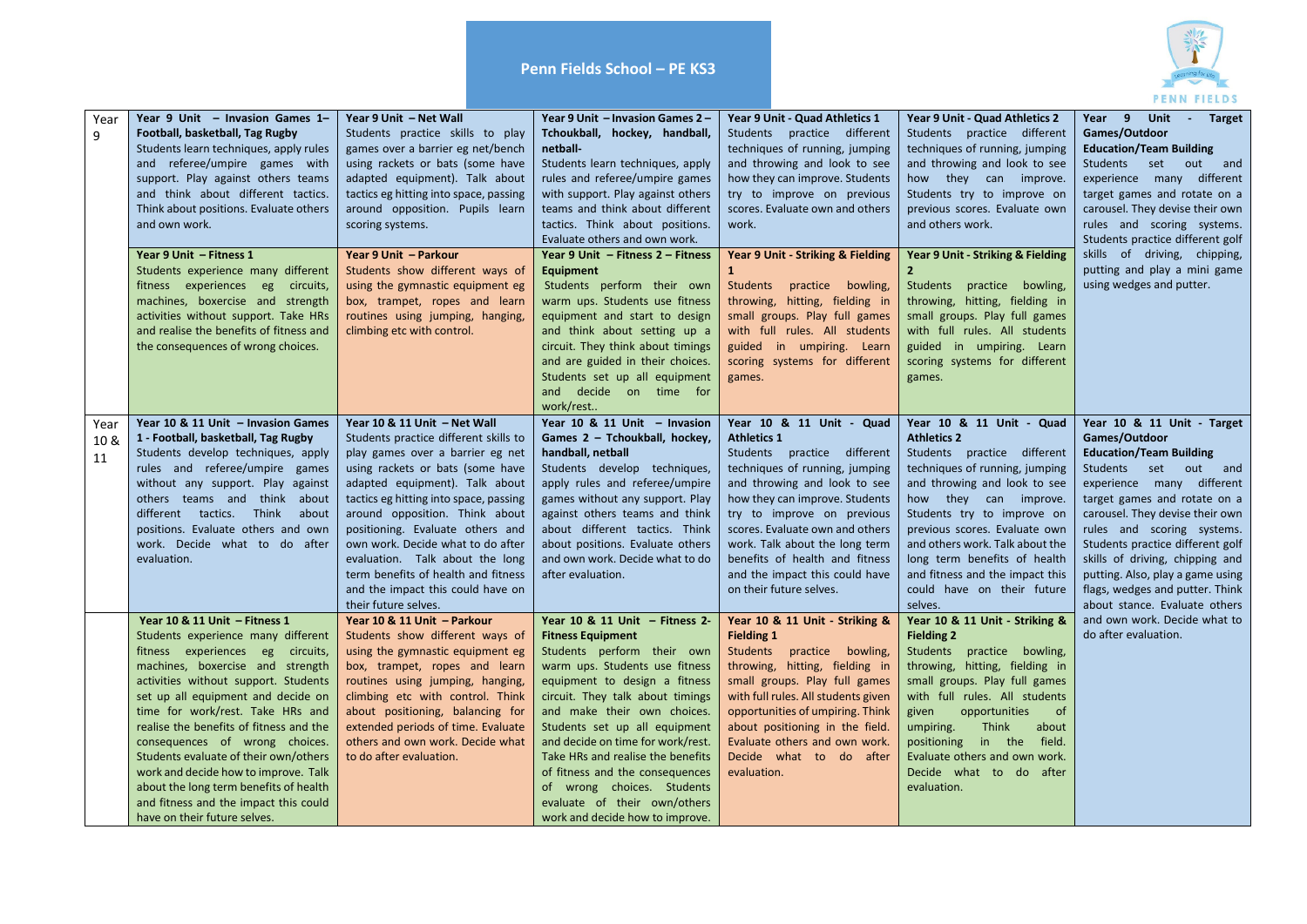# Penn Fields School – PE KS3

| | | | | | | |
|---|---|---|---|---|---|---|
| Year 9 | **Year 9 Unit – Invasion Games 1– Football, basketball, Tag Rugby** Students learn techniques, apply rules and referee/umpire games with support. Play against others teams and think about different tactics. Think about positions. Evaluate others and own work. | **Year 9 Unit – Net Wall** Students practice skills to play games over a barrier eg net/bench using rackets or bats (some have adapted equipment). Talk about tactics eg hitting into space, passing around opposition. Pupils learn scoring systems. | **Year 9 Unit – Invasion Games 2 – Tchoukball, hockey, handball, netball-** Students learn techniques, apply rules and referee/umpire games with support. Play against others teams and think about different tactics. Think about positions. Evaluate others and own work. | **Year 9 Unit - Quad Athletics 1** Students practice different techniques of running, jumping and throwing and look to see how they can improve. Students try to improve on previous scores. Evaluate own and others work. | **Year 9 Unit - Quad Athletics 2** Students practice different techniques of running, jumping and throwing and look to see how they can improve. Students try to improve on previous scores. Evaluate own and others work. | **Year 9 Unit - Target Games/Outdoor Education/Team Building** Students set out and experience many different target games and rotate on a carousel. They devise their own rules and scoring systems. Students practice different golf skills of driving, chipping, putting and play a mini game using wedges and putter. |
| | **Year 9 Unit – Fitness 1** Students experience many different fitness experiences eg circuits, machines, boxercise and strength activities without support. Take HRs and realise the benefits of fitness and the consequences of wrong choices. | **Year 9 Unit – Parkour** Students show different ways of using the gymnastic equipment eg box, trampet, ropes and learn routines using jumping, hanging, climbing etc with control. | **Year 9 Unit – Fitness 2 – Fitness Equipment** Students perform their own warm ups. Students use fitness equipment and start to design and think about setting up a circuit. They think about timings and are guided in their choices. Students set up all equipment and decide on time for work/rest.. | **Year 9 Unit - Striking & Fielding 1** Students practice bowling, throwing, hitting, fielding in small groups. Play full games with full rules. All students guided in umpiring. Learn scoring systems for different games. | **Year 9 Unit - Striking & Fielding 2** Students practice bowling, throwing, hitting, fielding in small groups. Play full games with full rules. All students guided in umpiring. Learn scoring systems for different games. | |
| Year 10 & 11 | **Year 10 & 11 Unit – Invasion Games 1 - Football, basketball, Tag Rugby** Students develop techniques, apply rules and referee/umpire games without any support. Play against others teams and think about different tactics. Think about positions. Evaluate others and own work. Decide what to do after evaluation. | **Year 10 & 11 Unit – Net Wall** Students practice different skills to play games over a barrier eg net using rackets or bats (some have adapted equipment). Talk about tactics eg hitting into space, passing around opposition. Think about positioning. Evaluate others and own work. Decide what to do after evaluation. Talk about the long term benefits of health and fitness and the impact this could have on their future selves. | **Year 10 & 11 Unit – Invasion Games 2 – Tchoukball, hockey, handball, netball** Students develop techniques, apply rules and referee/umpire games without any support. Play against others teams and think about different tactics. Think about positions. Evaluate others and own work. Decide what to do after evaluation. | **Year 10 & 11 Unit - Quad Athletics 1** Students practice different techniques of running, jumping and throwing and look to see how they can improve. Students try to improve on previous scores. Evaluate own and others work. Talk about the long term benefits of health and fitness and the impact this could have on their future selves. | **Year 10 & 11 Unit - Quad Athletics 2** Students practice different techniques of running, jumping and throwing and look to see how they can improve. Students try to improve on previous scores. Evaluate own and others work. Talk about the long term benefits of health and fitness and the impact this could have on their future selves. | **Year 10 & 11 Unit - Target Games/Outdoor Education/Team Building** Students set out and experience many different target games and rotate on a carousel. They devise their own rules and scoring systems. Students practice different golf skills of driving, chipping and putting. Also, play a game using flags, wedges and putter. Think about stance. Evaluate others and own work. Decide what to do after evaluation. |
| | **Year 10 & 11 Unit – Fitness 1** Students experience many different fitness experiences eg circuits, machines, boxercise and strength activities without support. Students set up all equipment and decide on time for work/rest. Take HRs and realise the benefits of fitness and the consequences of wrong choices. Students evaluate of their own/others work and decide how to improve. Talk about the long term benefits of health and fitness and the impact this could have on their future selves. | **Year 10 & 11 Unit – Parkour** Students show different ways of using the gymnastic equipment eg box, trampet, ropes and learn routines using jumping, hanging, climbing etc with control. Think about positioning, balancing for extended periods of time. Evaluate others and own work. Decide what to do after evaluation. | **Year 10 & 11 Unit – Fitness 2- Fitness Equipment** Students perform their own warm ups. Students use fitness equipment to design a fitness circuit. They talk about timings and make their own choices. Students set up all equipment and decide on time for work/rest. Take HRs and realise the benefits of fitness and the consequences of wrong choices. Students evaluate of their own/others work and decide how to improve. | **Year 10 & 11 Unit - Striking & Fielding 1** Students practice bowling, throwing, hitting, fielding in small groups. Play full games with full rules. All students given opportunities of umpiring. Think about positioning in the field. Evaluate others and own work. Decide what to do after evaluation. | **Year 10 & 11 Unit - Striking & Fielding 2** Students practice bowling, throwing, hitting, fielding in small groups. Play full games with full rules. All students given opportunities of umpiring. Think about positioning in the field. Evaluate others and own work. Decide what to do after evaluation. | |